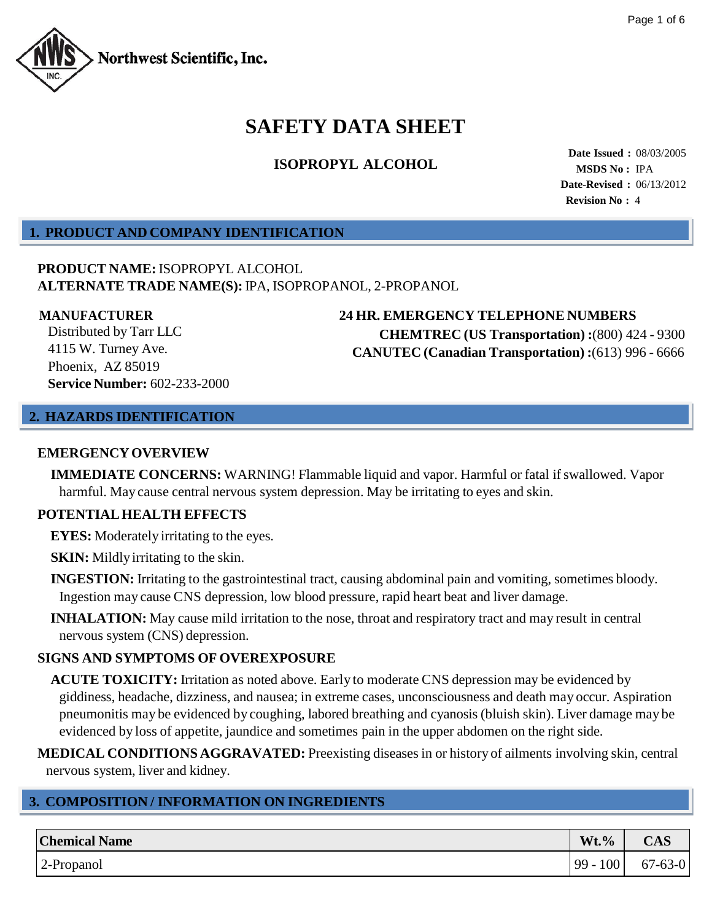Northwest Scientific, Inc.

# SAFETY DATA SHEET

**ISOPROPYL ALCOHOL**

**Date Issued :** 08/03/2005
**MSDS No :** IPA
**Date-Revised :** 06/13/2012
**Revision No :** 4

## 1. PRODUCT AND COMPANY IDENTIFICATION

**PRODUCT NAME:** ISOPROPYL ALCOHOL
**ALTERNATE TRADE NAME(S):** IPA, ISOPROPANOL, 2-PROPANOL

**MANUFACTURER**
Distributed by Tarr LLC
4115 W. Turney Ave.
Phoenix, AZ 85019
**Service Number:** 602-233-2000

**24 HR. EMERGENCY TELEPHONE NUMBERS**
**CHEMTREC (US Transportation) :**(800) 424 - 9300
**CANUTEC (Canadian Transportation) :**(613) 996 - 6666

## 2. HAZARDS IDENTIFICATION

### EMERGENCY OVERVIEW

**IMMEDIATE CONCERNS:** WARNING! Flammable liquid and vapor. Harmful or fatal if swallowed. Vapor harmful. May cause central nervous system depression. May be irritating to eyes and skin.

### POTENTIAL HEALTH EFFECTS

**EYES:** Moderately irritating to the eyes.

**SKIN:** Mildly irritating to the skin.

**INGESTION:** Irritating to the gastrointestinal tract, causing abdominal pain and vomiting, sometimes bloody. Ingestion may cause CNS depression, low blood pressure, rapid heart beat and liver damage.

**INHALATION:** May cause mild irritation to the nose, throat and respiratory tract and may result in central nervous system (CNS) depression.

### SIGNS AND SYMPTOMS OF OVEREXPOSURE

**ACUTE TOXICITY:** Irritation as noted above. Early to moderate CNS depression may be evidenced by giddiness, headache, dizziness, and nausea; in extreme cases, unconsciousness and death may occur. Aspiration pneumonitis may be evidenced by coughing, labored breathing and cyanosis (bluish skin). Liver damage may be evidenced by loss of appetite, jaundice and sometimes pain in the upper abdomen on the right side.

**MEDICAL CONDITIONS AGGRAVATED:** Preexisting diseases in or history of ailments involving skin, central nervous system, liver and kidney.

## 3. COMPOSITION / INFORMATION ON INGREDIENTS

| Chemical Name | Wt.% | CAS |
|---|---|---|
| 2-Propanol | 99 - 100 | 67-63-0 |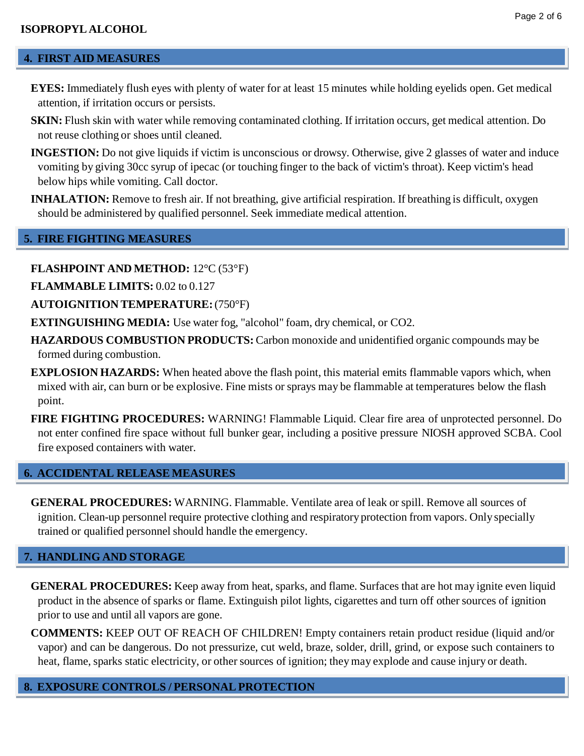## 4. FIRST AID MEASURES

**EYES:** Immediately flush eyes with plenty of water for at least 15 minutes while holding eyelids open. Get medical attention, if irritation occurs or persists.

**SKIN:** Flush skin with water while removing contaminated clothing. If irritation occurs, get medical attention. Do not reuse clothing or shoes until cleaned.

**INGESTION:** Do not give liquids if victim is unconscious or drowsy. Otherwise, give 2 glasses of water and induce vomiting by giving 30cc syrup of ipecac (or touching finger to the back of victim's throat). Keep victim's head below hips while vomiting. Call doctor.

**INHALATION:** Remove to fresh air. If not breathing, give artificial respiration. If breathing is difficult, oxygen should be administered by qualified personnel. Seek immediate medical attention.

## 5. FIRE FIGHTING MEASURES

**FLASHPOINT AND METHOD:** 12°C (53°F)

**FLAMMABLE LIMITS:** 0.02 to 0.127

**AUTOIGNITION TEMPERATURE:** (750°F)

**EXTINGUISHING MEDIA:** Use water fog, "alcohol" foam, dry chemical, or CO2.

**HAZARDOUS COMBUSTION PRODUCTS:** Carbon monoxide and unidentified organic compounds may be formed during combustion.

**EXPLOSION HAZARDS:** When heated above the flash point, this material emits flammable vapors which, when mixed with air, can burn or be explosive. Fine mists or sprays may be flammable at temperatures below the flash point.

**FIRE FIGHTING PROCEDURES:** WARNING! Flammable Liquid. Clear fire area of unprotected personnel. Do not enter confined fire space without full bunker gear, including a positive pressure NIOSH approved SCBA. Cool fire exposed containers with water.

## 6. ACCIDENTAL RELEASE MEASURES

**GENERAL PROCEDURES:** WARNING. Flammable. Ventilate area of leak or spill. Remove all sources of ignition. Clean-up personnel require protective clothing and respiratory protection from vapors. Only specially trained or qualified personnel should handle the emergency.

## 7. HANDLING AND STORAGE

**GENERAL PROCEDURES:** Keep away from heat, sparks, and flame. Surfaces that are hot may ignite even liquid product in the absence of sparks or flame. Extinguish pilot lights, cigarettes and turn off other sources of ignition prior to use and until all vapors are gone.

**COMMENTS:** KEEP OUT OF REACH OF CHILDREN! Empty containers retain product residue (liquid and/or vapor) and can be dangerous. Do not pressurize, cut weld, braze, solder, drill, grind, or expose such containers to heat, flame, sparks static electricity, or other sources of ignition; they may explode and cause injury or death.

## 8. EXPOSURE CONTROLS / PERSONAL PROTECTION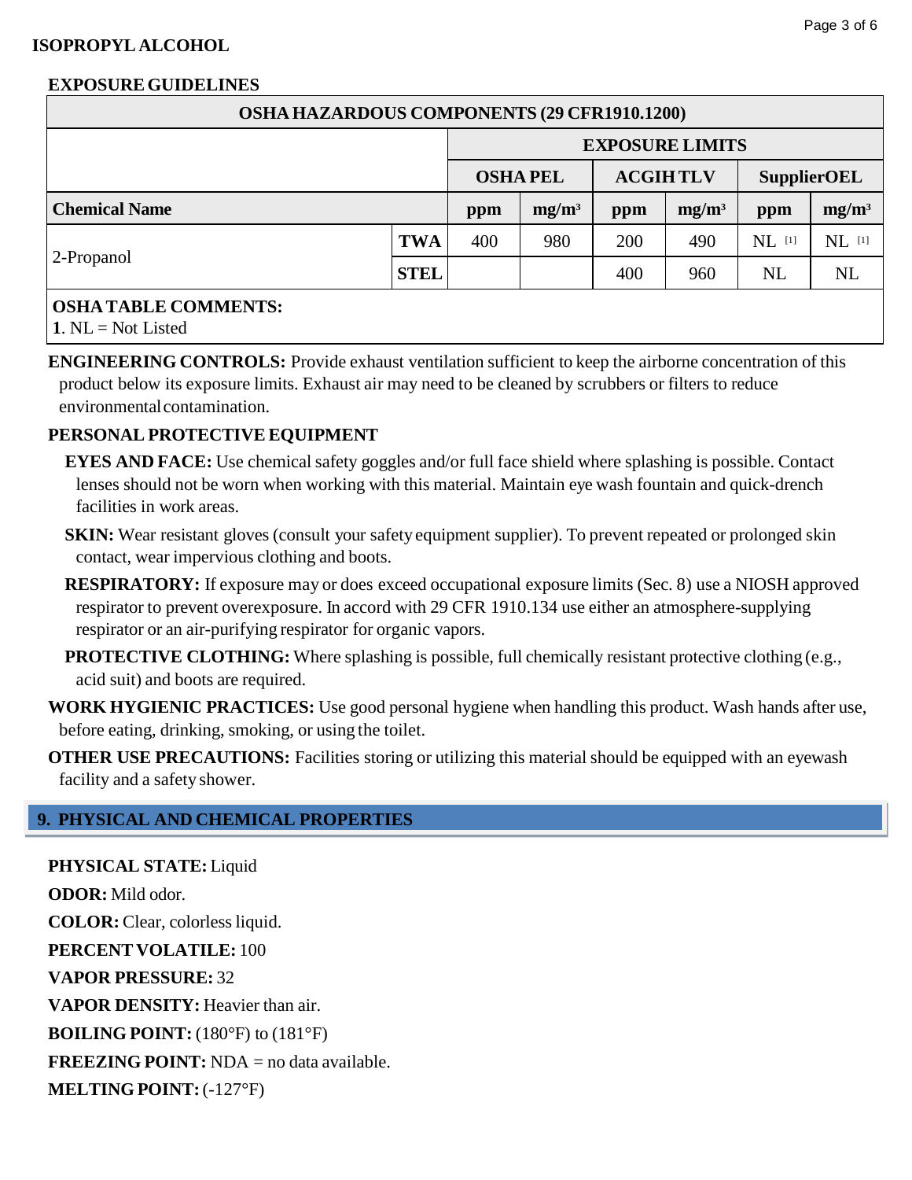**ISOPROPYL ALCOHOL**

### EXPOSURE GUIDELINES

| OSHA HAZARDOUS COMPONENTS (29 CFR1910.1200) | | | | | | | |
|---|---|---|---|---|---|---|---|
| | | EXPOSURE LIMITS | | | | | |
| | | OSHA PEL | | ACGIH TLV | | SupplierOEL | |
| **Chemical Name** | | ppm | mg/m³ | ppm | mg/m³ | ppm | mg/m³ |
| 2-Propanol | TWA | 400 | 980 | 200 | 490 | NL [1] | NL [1] |
| | STEL | | | 400 | 960 | NL | NL |

**OSHA TABLE COMMENTS:**
**1**. NL = Not Listed

**ENGINEERING CONTROLS:** Provide exhaust ventilation sufficient to keep the airborne concentration of this product below its exposure limits. Exhaust air may need to be cleaned by scrubbers or filters to reduce environmental contamination.

**PERSONAL PROTECTIVE EQUIPMENT**

**EYES AND FACE:** Use chemical safety goggles and/or full face shield where splashing is possible. Contact lenses should not be worn when working with this material. Maintain eye wash fountain and quick-drench facilities in work areas.

**SKIN:** Wear resistant gloves (consult your safety equipment supplier). To prevent repeated or prolonged skin contact, wear impervious clothing and boots.

**RESPIRATORY:** If exposure may or does exceed occupational exposure limits (Sec. 8) use a NIOSH approved respirator to prevent overexposure. In accord with 29 CFR 1910.134 use either an atmosphere-supplying respirator or an air-purifying respirator for organic vapors.

**PROTECTIVE CLOTHING:** Where splashing is possible, full chemically resistant protective clothing (e.g., acid suit) and boots are required.

**WORK HYGIENIC PRACTICES:** Use good personal hygiene when handling this product. Wash hands after use, before eating, drinking, smoking, or using the toilet.

**OTHER USE PRECAUTIONS:** Facilities storing or utilizing this material should be equipped with an eyewash facility and a safety shower.

## 9. PHYSICAL AND CHEMICAL PROPERTIES

**PHYSICAL STATE:** Liquid

**ODOR:** Mild odor.

**COLOR:** Clear, colorless liquid.

**PERCENT VOLATILE:** 100

**VAPOR PRESSURE:** 32

**VAPOR DENSITY:** Heavier than air.

**BOILING POINT:** (180°F) to (181°F)

**FREEZING POINT:** NDA = no data available.

**MELTING POINT:** (-127°F)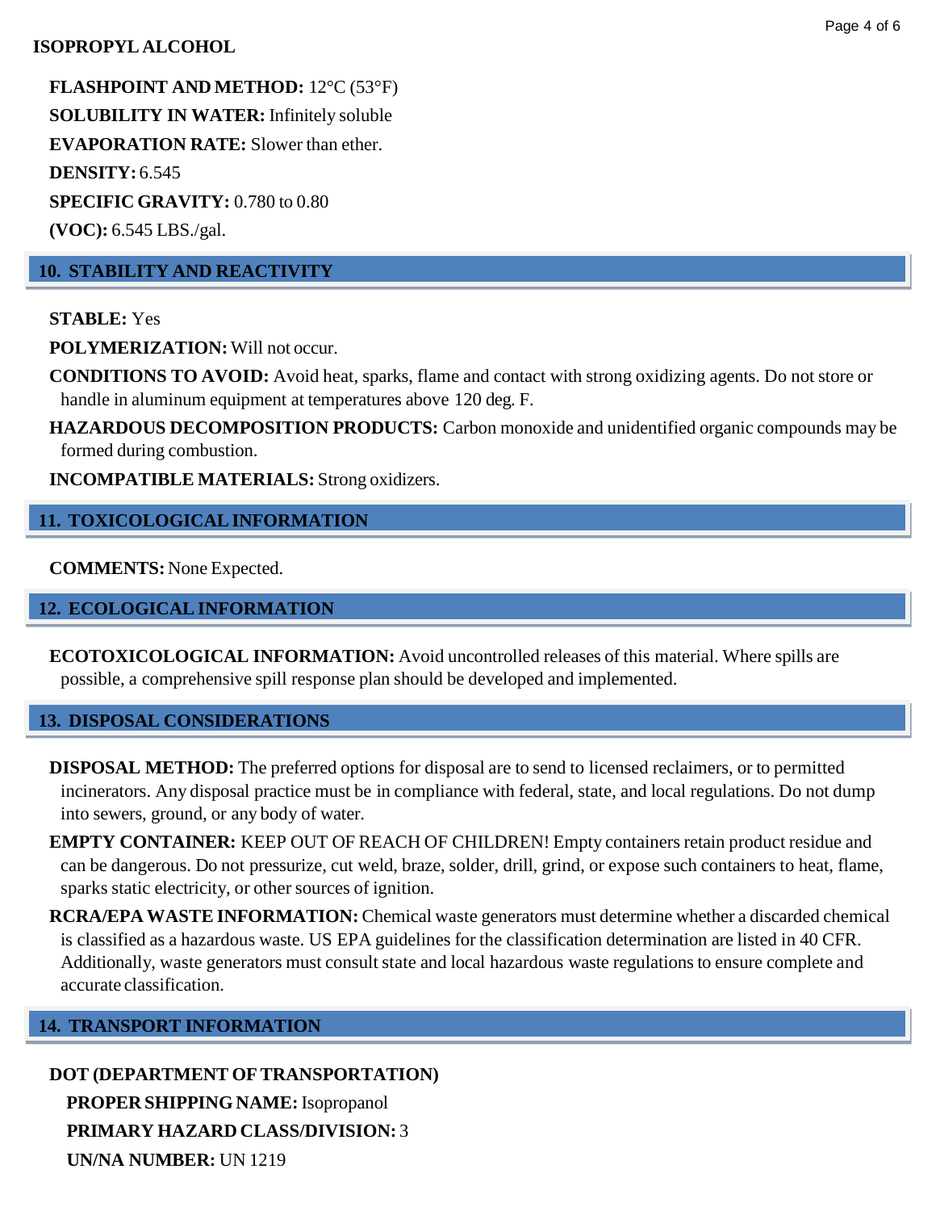**ISOPROPYL ALCOHOL**

**FLASHPOINT AND METHOD:** 12°C (53°F)

**SOLUBILITY IN WATER:** Infinitely soluble

**EVAPORATION RATE:** Slower than ether.

**DENSITY:** 6.545

**SPECIFIC GRAVITY:** 0.780 to 0.80

**(VOC):** 6.545 LBS./gal.

## 10. STABILITY AND REACTIVITY

**STABLE:** Yes

**POLYMERIZATION:** Will not occur.

**CONDITIONS TO AVOID:** Avoid heat, sparks, flame and contact with strong oxidizing agents. Do not store or handle in aluminum equipment at temperatures above 120 deg. F.

**HAZARDOUS DECOMPOSITION PRODUCTS:** Carbon monoxide and unidentified organic compounds may be formed during combustion.

**INCOMPATIBLE MATERIALS:** Strong oxidizers.

## 11. TOXICOLOGICAL INFORMATION

**COMMENTS:** None Expected.

## 12. ECOLOGICAL INFORMATION

**ECOTOXICOLOGICAL INFORMATION:** Avoid uncontrolled releases of this material. Where spills are possible, a comprehensive spill response plan should be developed and implemented.

## 13. DISPOSAL CONSIDERATIONS

**DISPOSAL METHOD:** The preferred options for disposal are to send to licensed reclaimers, or to permitted incinerators. Any disposal practice must be in compliance with federal, state, and local regulations. Do not dump into sewers, ground, or any body of water.

**EMPTY CONTAINER:** KEEP OUT OF REACH OF CHILDREN! Empty containers retain product residue and can be dangerous. Do not pressurize, cut weld, braze, solder, drill, grind, or expose such containers to heat, flame, sparks static electricity, or other sources of ignition.

**RCRA/EPA WASTE INFORMATION:** Chemical waste generators must determine whether a discarded chemical is classified as a hazardous waste. US EPA guidelines for the classification determination are listed in 40 CFR. Additionally, waste generators must consult state and local hazardous waste regulations to ensure complete and accurate classification.

## 14. TRANSPORT INFORMATION

**DOT (DEPARTMENT OF TRANSPORTATION)**

**PROPER SHIPPING NAME:** Isopropanol

**PRIMARY HAZARD CLASS/DIVISION:** 3

**UN/NA NUMBER:** UN 1219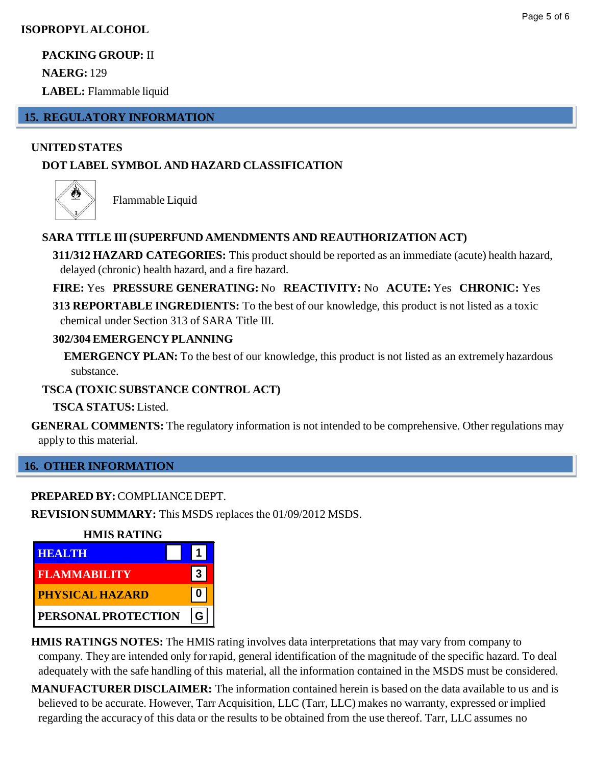**ISOPROPYL ALCOHOL**

**PACKING GROUP:** II

**NAERG:** 129

**LABEL:** Flammable liquid

## 15. REGULATORY INFORMATION

**UNITED STATES**

**DOT LABEL SYMBOL AND HAZARD CLASSIFICATION**

Flammable Liquid

**SARA TITLE III (SUPERFUND AMENDMENTS AND REAUTHORIZATION ACT)**

**311/312 HAZARD CATEGORIES:** This product should be reported as an immediate (acute) health hazard, delayed (chronic) health hazard, and a fire hazard.

**FIRE:** Yes **PRESSURE GENERATING:** No **REACTIVITY:** No **ACUTE:** Yes **CHRONIC:** Yes

**313 REPORTABLE INGREDIENTS:** To the best of our knowledge, this product is not listed as a toxic chemical under Section 313 of SARA Title III.

**302/304 EMERGENCY PLANNING**

**EMERGENCY PLAN:** To the best of our knowledge, this product is not listed as an extremely hazardous substance.

**TSCA (TOXIC SUBSTANCE CONTROL ACT)**

**TSCA STATUS:** Listed.

**GENERAL COMMENTS:** The regulatory information is not intended to be comprehensive. Other regulations may apply to this material.

## 16. OTHER INFORMATION

**PREPARED BY:** COMPLIANCE DEPT.

**REVISION SUMMARY:** This MSDS replaces the 01/09/2012 MSDS.

**HMIS RATING**

| HMIS RATING | |
|---|---|
| HEALTH | 1 |
| FLAMMABILITY | 3 |
| PHYSICAL HAZARD | 0 |
| PERSONAL PROTECTION | G |

**HMIS RATINGS NOTES:** The HMIS rating involves data interpretations that may vary from company to company. They are intended only for rapid, general identification of the magnitude of the specific hazard. To deal adequately with the safe handling of this material, all the information contained in the MSDS must be considered.

**MANUFACTURER DISCLAIMER:** The information contained herein is based on the data available to us and is believed to be accurate. However, Tarr Acquisition, LLC (Tarr, LLC) makes no warranty, expressed or implied regarding the accuracy of this data or the results to be obtained from the use thereof. Tarr, LLC assumes no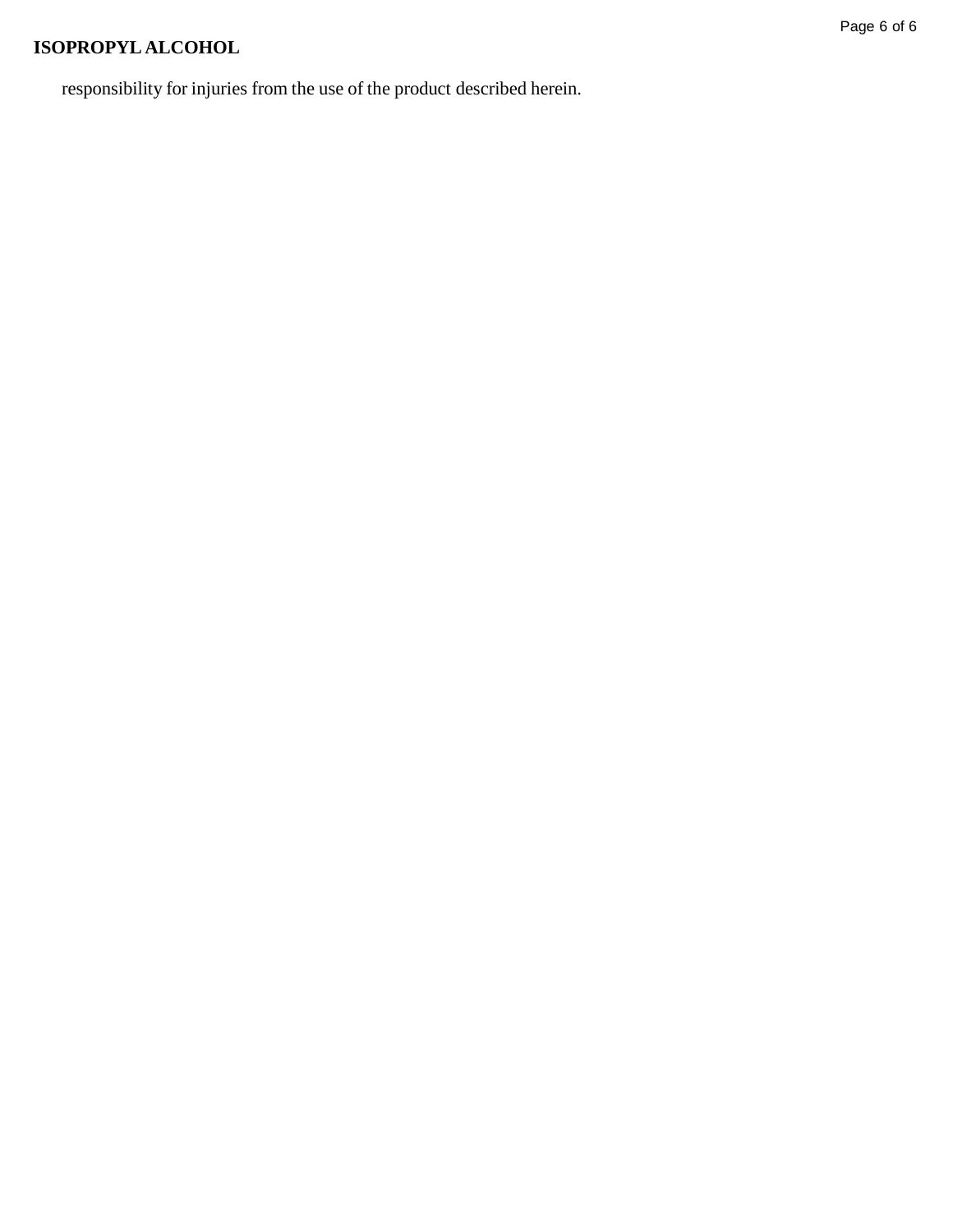responsibility for injuries from the use of the product described herein.